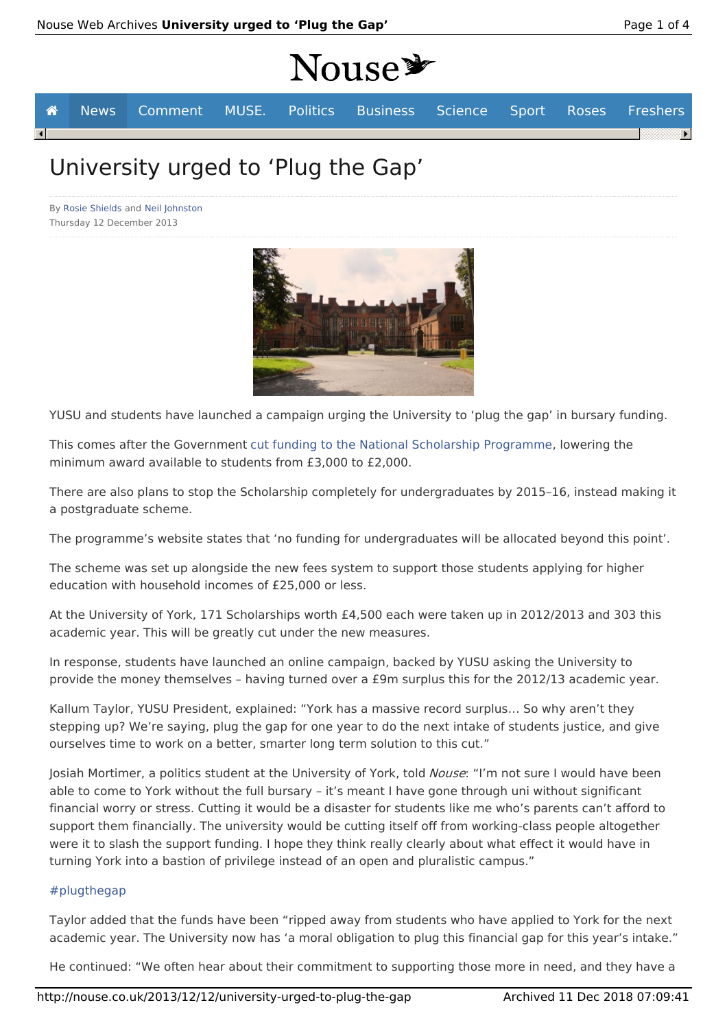# University urged to 'Plug the Gap'

By Rosie Shields and Neil Johnston
Thursday 12 December 2013

YUSU and students have launched a campaign urging the University to 'plug the gap' in bursary funding.

This comes after the Government cut funding to the National Scholarship Programme, lowering the minimum award available to students from £3,000 to £2,000.

There are also plans to stop the Scholarship completely for undergraduates by 2015–16, instead making it a postgraduate scheme.

The programme's website states that 'no funding for undergraduates will be allocated beyond this point'.

The scheme was set up alongside the new fees system to support those students applying for higher education with household incomes of £25,000 or less.

At the University of York, 171 Scholarships worth £4,500 each were taken up in 2012/2013 and 303 this academic year. This will be greatly cut under the new measures.

In response, students have launched an online campaign, backed by YUSU asking the University to provide the money themselves – having turned over a £9m surplus this for the 2012/13 academic year.

Kallum Taylor, YUSU President, explained: "York has a massive record surplus… So why aren't they stepping up? We're saying, plug the gap for one year to do the next intake of students justice, and give ourselves time to work on a better, smarter long term solution to this cut."

Josiah Mortimer, a politics student at the University of York, told *Nouse*: "I'm not sure I would have been able to come to York without the full bursary – it's meant I have gone through uni without significant financial worry or stress. Cutting it would be a disaster for students like me who's parents can't afford to support them financially. The university would be cutting itself off from working-class people altogether were it to slash the support funding. I hope they think really clearly about what effect it would have in turning York into a bastion of privilege instead of an open and pluralistic campus."

#plugthegap

Taylor added that the funds have been "ripped away from students who have applied to York for the next academic year. The University now has 'a moral obligation to plug this financial gap for this year's intake."

He continued: "We often hear about their commitment to supporting those more in need, and they have a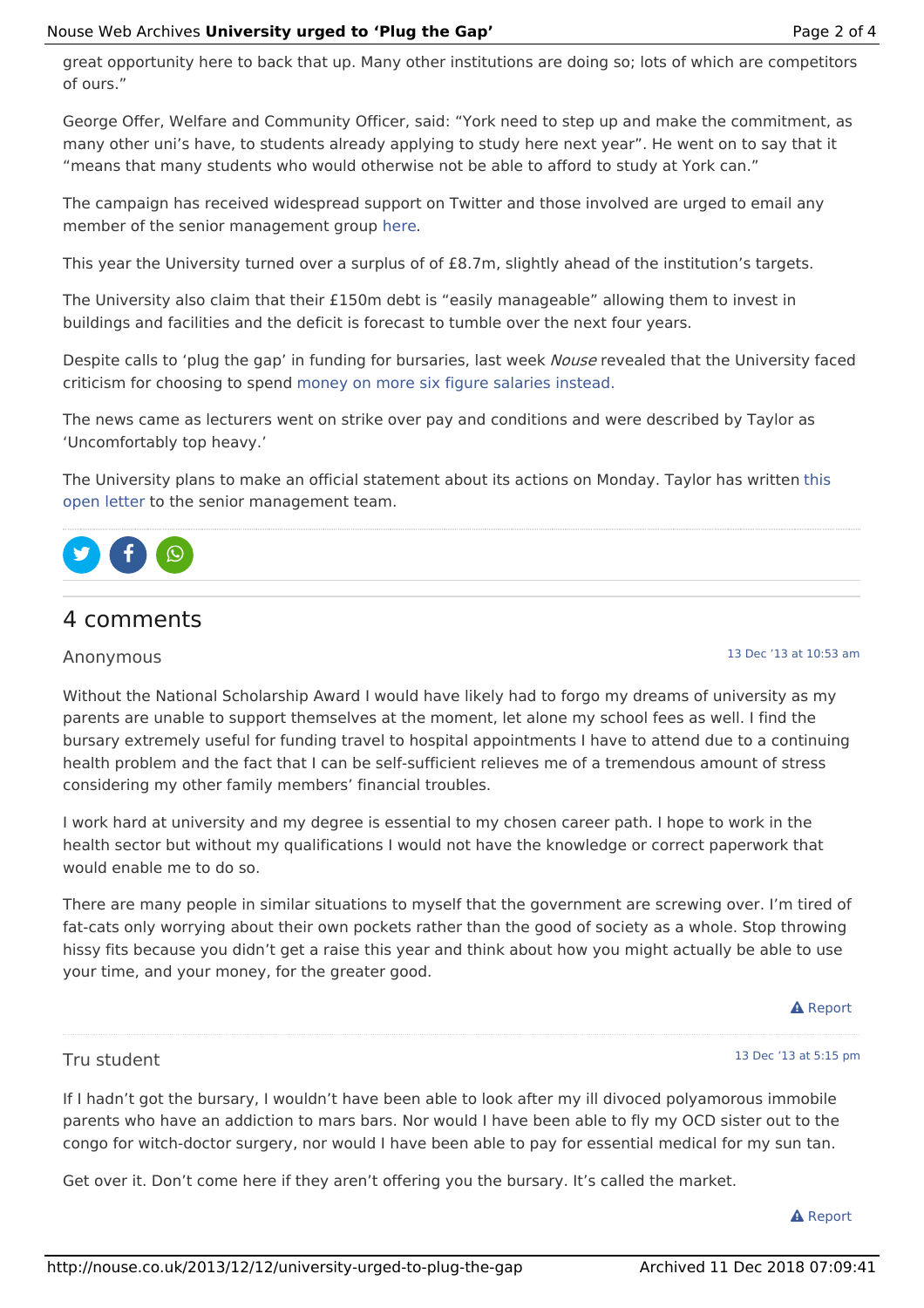great opportunity here to back that up. Many other institutions are doing so; lots of which are competitors of ours."

George Offer, Welfare and Community Officer, said: "York need to step up and make the commitment, as many other uni's have, to students already applying to study here next year". He went on to say that it "means that many students who would otherwise not be able to afford to study at York can."

The campaign has received widespread support on Twitter and those involved are urged to email any member of the senior management group here.

This year the University turned over a surplus of of £8.7m, slightly ahead of the institution's targets.

The University also claim that their £150m debt is "easily manageable" allowing them to invest in buildings and facilities and the deficit is forecast to tumble over the next four years.

Despite calls to 'plug the gap' in funding for bursaries, last week *Nouse* revealed that the University faced criticism for choosing to spend money on more six figure salaries instead.

The news came as lecturers went on strike over pay and conditions and were described by Taylor as 'Uncomfortably top heavy.'

The University plans to make an official statement about its actions on Monday. Taylor has written this open letter to the senior management team.

## 4 comments

Anonymous — 13 Dec '13 at 10:53 am

Without the National Scholarship Award I would have likely had to forgo my dreams of university as my parents are unable to support themselves at the moment, let alone my school fees as well. I find the bursary extremely useful for funding travel to hospital appointments I have to attend due to a continuing health problem and the fact that I can be self-sufficient relieves me of a tremendous amount of stress considering my other family members' financial troubles.

I work hard at university and my degree is essential to my chosen career path. I hope to work in the health sector but without my qualifications I would not have the knowledge or correct paperwork that would enable me to do so.

There are many people in similar situations to myself that the government are screwing over. I'm tired of fat-cats only worrying about their own pockets rather than the good of society as a whole. Stop throwing hissy fits because you didn't get a raise this year and think about how you might actually be able to use your time, and your money, for the greater good.

Report

Tru student — 13 Dec '13 at 5:15 pm

If I hadn't got the bursary, I wouldn't have been able to look after my ill divoced polyamorous immobile parents who have an addiction to mars bars. Nor would I have been able to fly my OCD sister out to the congo for witch-doctor surgery, nor would I have been able to pay for essential medical for my sun tan.

Get over it. Don't come here if they aren't offering you the bursary. It's called the market.

Report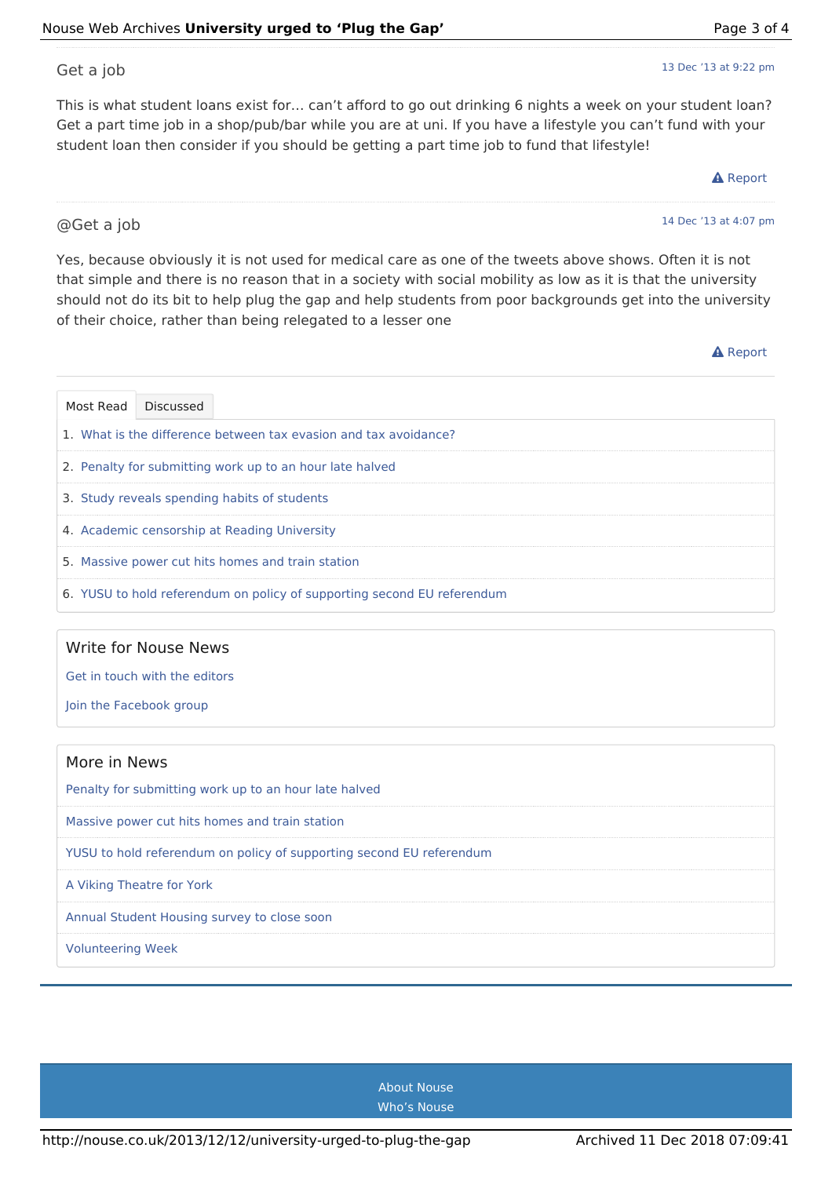Get a job

13 Dec '13 at 9:22 pm

This is what student loans exist for… can't afford to go out drinking 6 nights a week on your student loan? Get a part time job in a shop/pub/bar while you are at uni. If you have a lifestyle you can't fund with your student loan then consider if you should be getting a part time job to fund that lifestyle!

Report

@Get a job

14 Dec '13 at 4:07 pm

Yes, because obviously it is not used for medical care as one of the tweets above shows. Often it is not that simple and there is no reason that in a society with social mobility as low as it is that the university should not do its bit to help plug the gap and help students from poor backgrounds get into the university of their choice, rather than being relegated to a lesser one

Report

Most Read | Discussed

1. What is the difference between tax evasion and tax avoidance?
2. Penalty for submitting work up to an hour late halved
3. Study reveals spending habits of students
4. Academic censorship at Reading University
5. Massive power cut hits homes and train station
6. YUSU to hold referendum on policy of supporting second EU referendum

## Write for Nouse News

Get in touch with the editors

Join the Facebook group

## More in News

- Penalty for submitting work up to an hour late halved
- Massive power cut hits homes and train station
- YUSU to hold referendum on policy of supporting second EU referendum
- A Viking Theatre for York
- Annual Student Housing survey to close soon
- Volunteering Week

About Nouse
Who's Nouse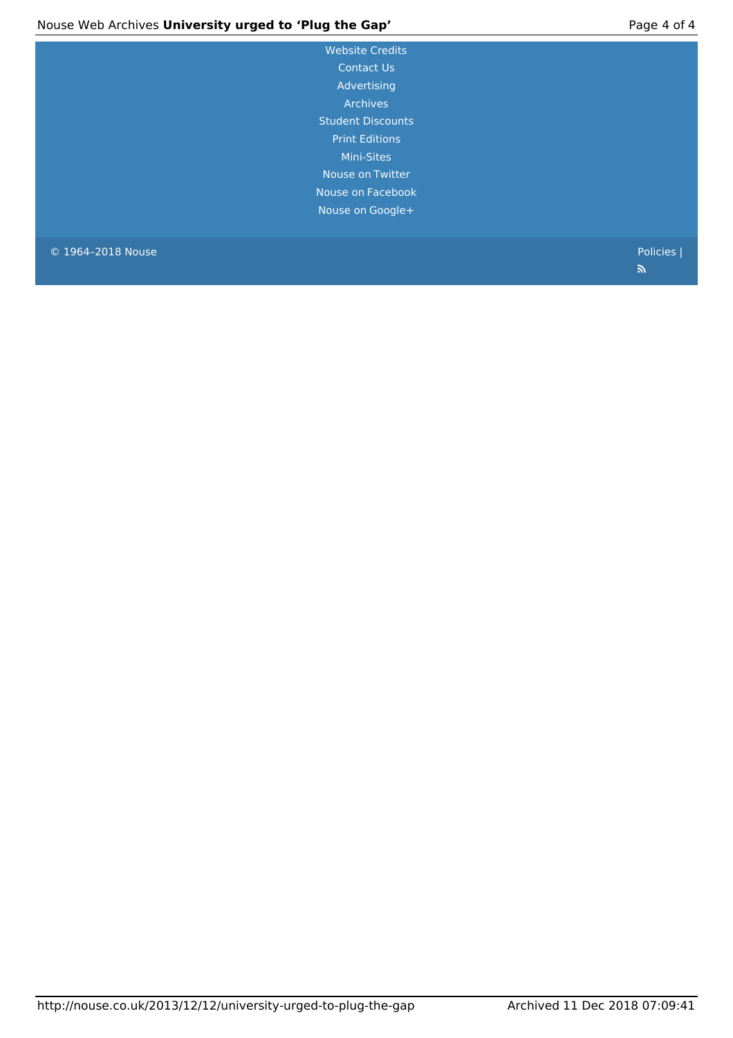Website Credits

Contact Us

Advertising

Archives

Student Discounts

Print Editions

Mini-Sites

Nouse on Twitter

Nouse on Facebook

Nouse on Google+

© 1964–2018 Nouse

Policies |